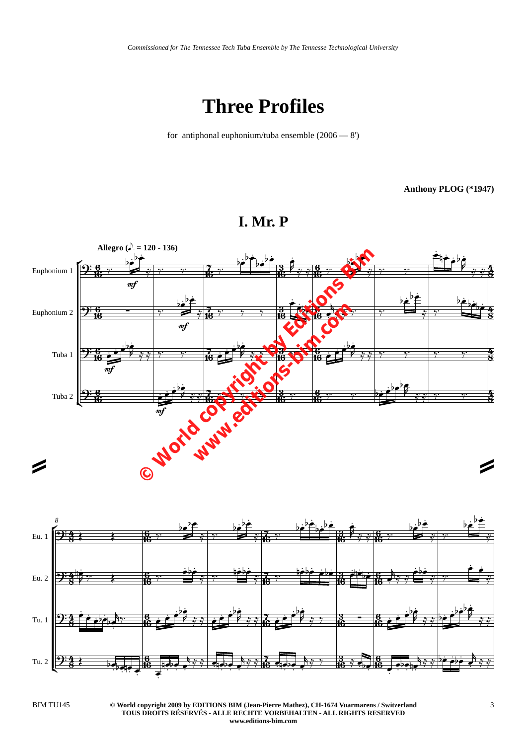*Commissioned for The Tennessee Tech Tuba Ensemble by The Tennesse Technological University*

# Three Profiles

for antiphonal euphonium/tuba ensemble (2006 — 8')

**Anthony PLOG (*1947)**

## I. Mr. P

**Allegro** (♪. = 120 - 136)

Euphonium 1

Euphonium 2

Tuba 1

Tuba 2

BIM TU145

**© World copyright 2009 by EDITIONS BIM (Jean-Pierre Mathez), CH-1674 Vuarmarens / Switzerland**
**TOUS DROITS RÉSERVÉS - ALLE RECHTE VORBEHALTEN - ALL RIGHTS RESERVED**
**www.editions-bim.com**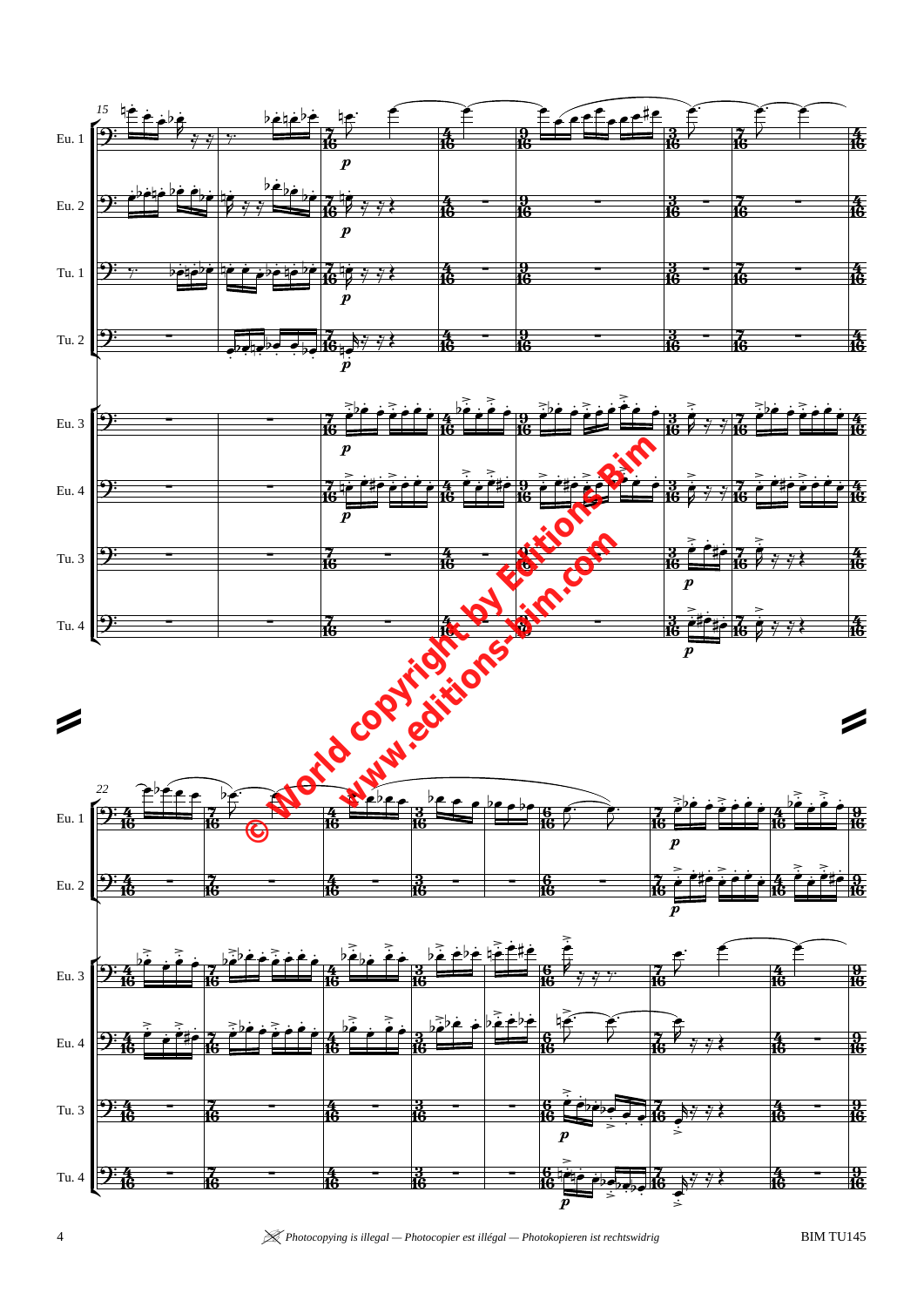Eu. 1

Eu. 2

Tu. 1

Tu. 2

Eu. 3

Eu. 4

Tu. 3

Tu. 4

© World copyright by Editions Bim
www.editions-bim.com

Eu. 1

Eu. 2

Eu. 3

Eu. 4

Tu. 3

Tu. 4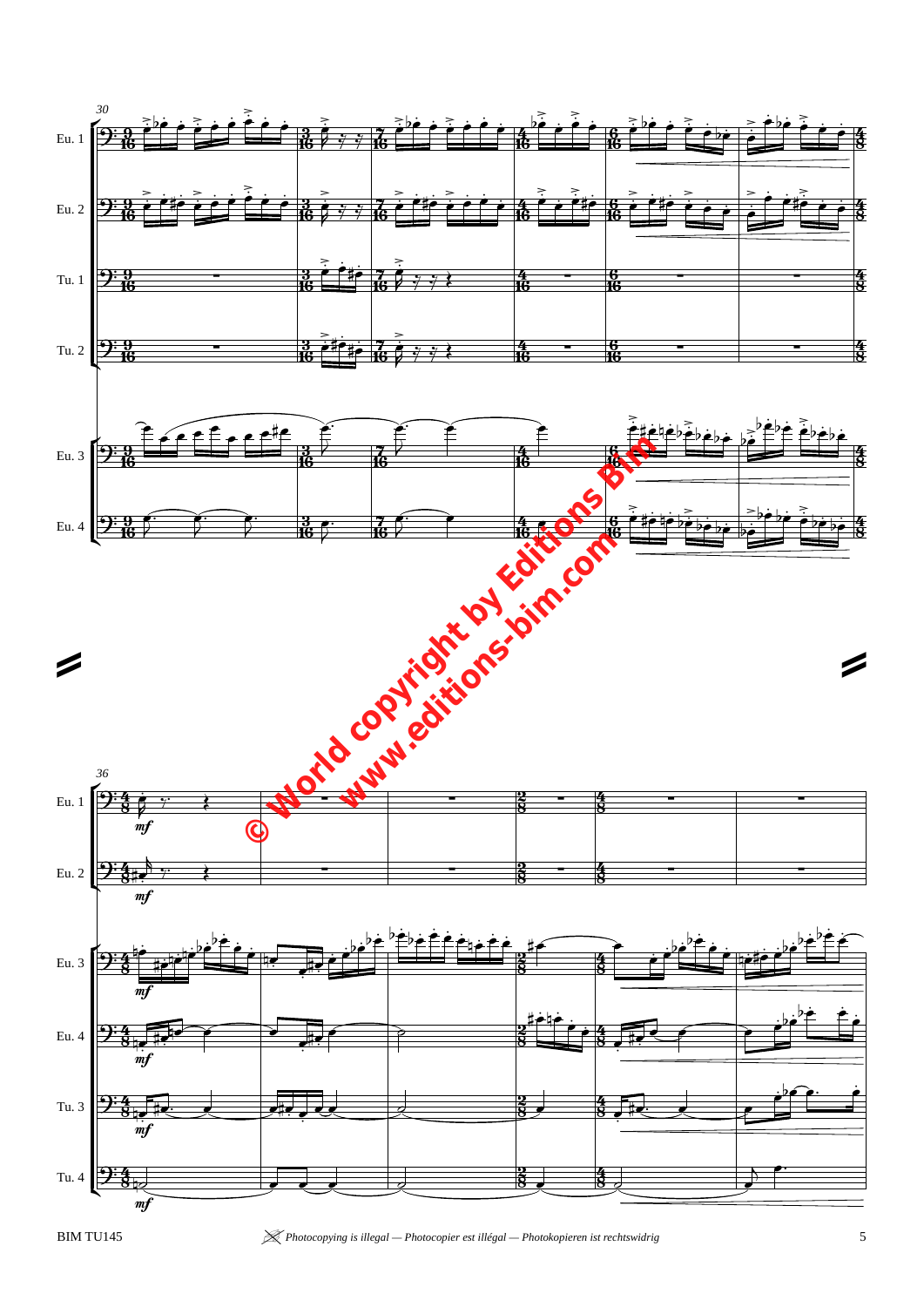© World copyright by Editions Bim
www.editions-bim.com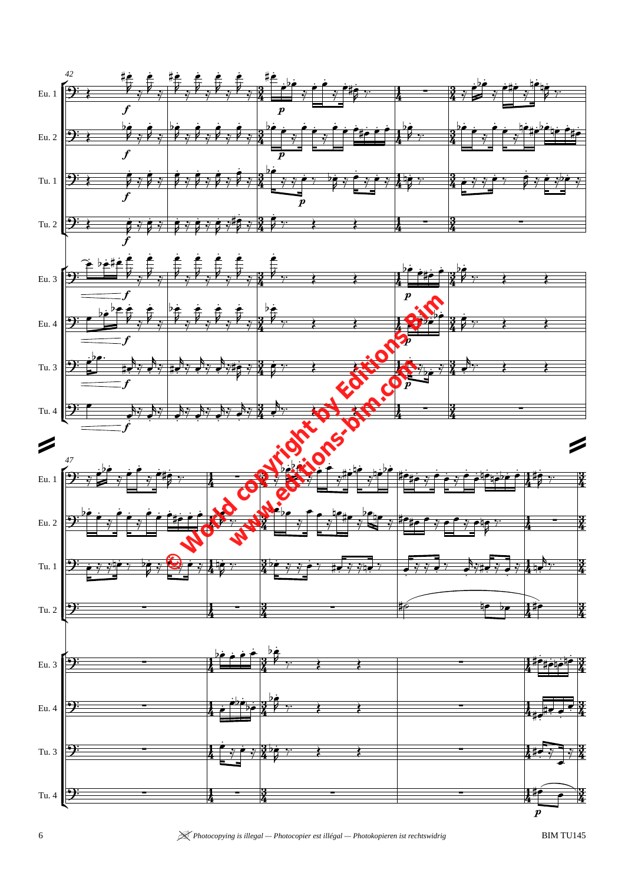42

Eu. 1

Eu. 2

Tu. 1

Tu. 2

Eu. 3

Eu. 4

Tu. 3

Tu. 4

47

Eu. 1

Eu. 2

Tu. 1

Tu. 2

Eu. 3

Eu. 4

Tu. 3

Tu. 4

© World copyright by Editions Bim
www.editions-bim.com

Photocopying is illegal — Photocopier est illégal — Photokopieren ist rechtswidrig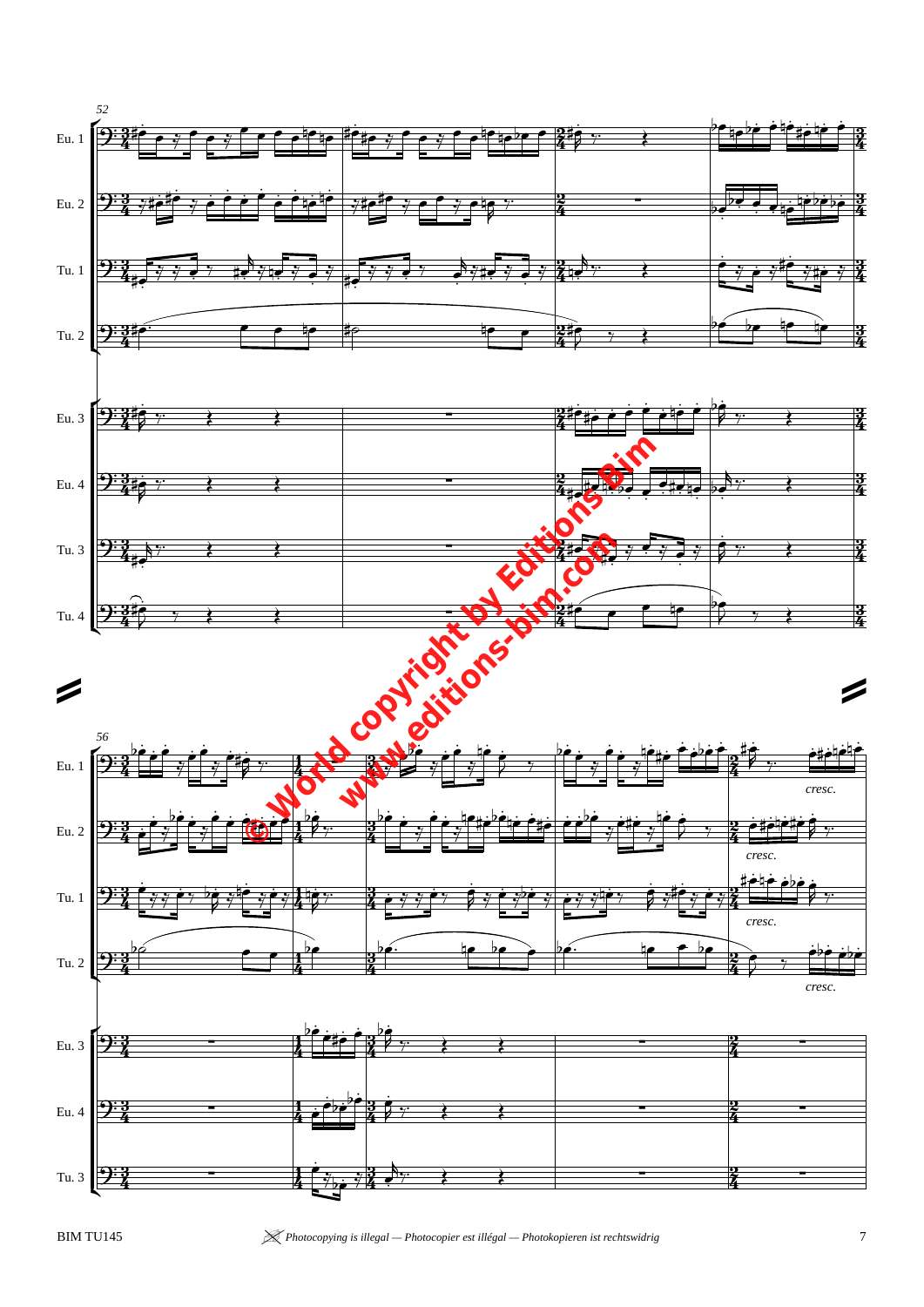52

Eu. 1

Eu. 2

Tu. 1

Tu. 2

Eu. 3

Eu. 4

Tu. 3

Tu. 4

56

Eu. 1

*cresc.*

Eu. 2

*cresc.*

Tu. 1

*cresc.*

Tu. 2

*cresc.*

Eu. 3

Eu. 4

Tu. 3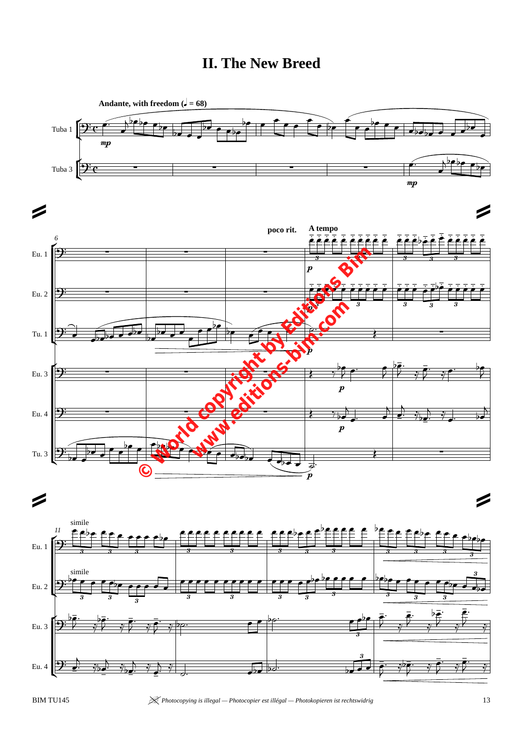# II. The New Breed

Andante, with freedom (♩ = 68)

Tuba 1

Tuba 3

*mp*

*mp*

6

Eu. 1

Eu. 2

Tu. 1

Eu. 3

Eu. 4

Tu. 3

poco rit.

A tempo

*p*

*p*

*p*

*p*

*p*

*p*

11

simile

simile

Eu. 1

Eu. 2

Eu. 3

Eu. 4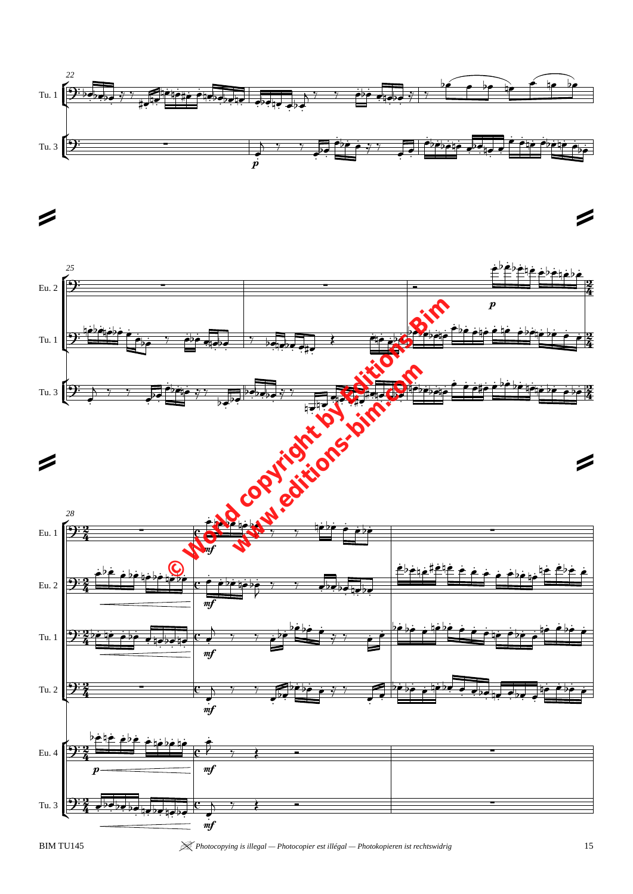© World copyright by Editions Bim

www.editions-bim.com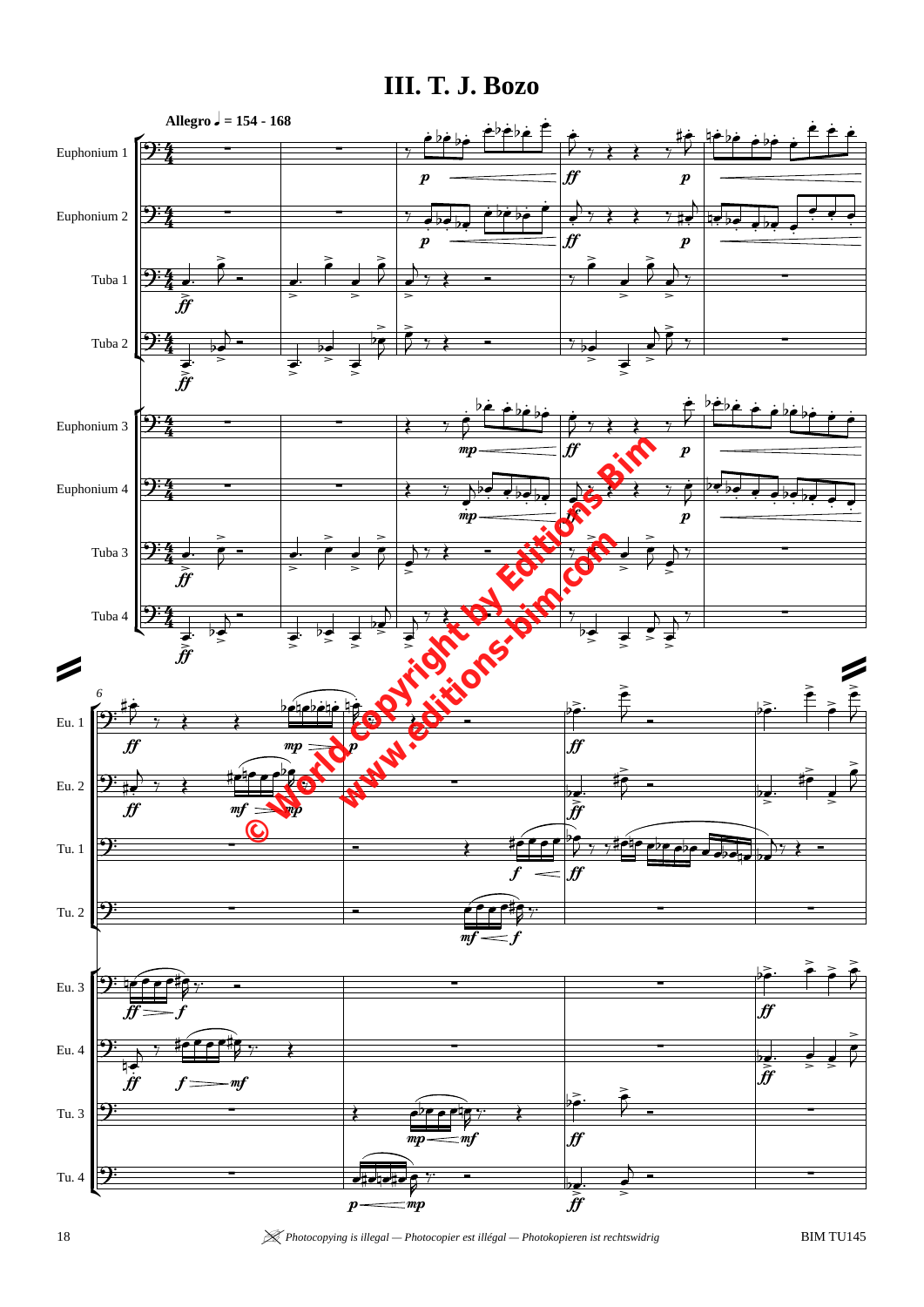# III. T. J. Bozo

Allegro ♩ = 154 - 168

Euphonium 1

Euphonium 2

Tuba 1

Tuba 2

Euphonium 3

Euphonium 4

Tuba 3

Tuba 4

© World copyright by Editions Bim
www.editions-bim.com

Photocopying is illegal — Photocopier est illégal — Photokopieren ist rechtswidrig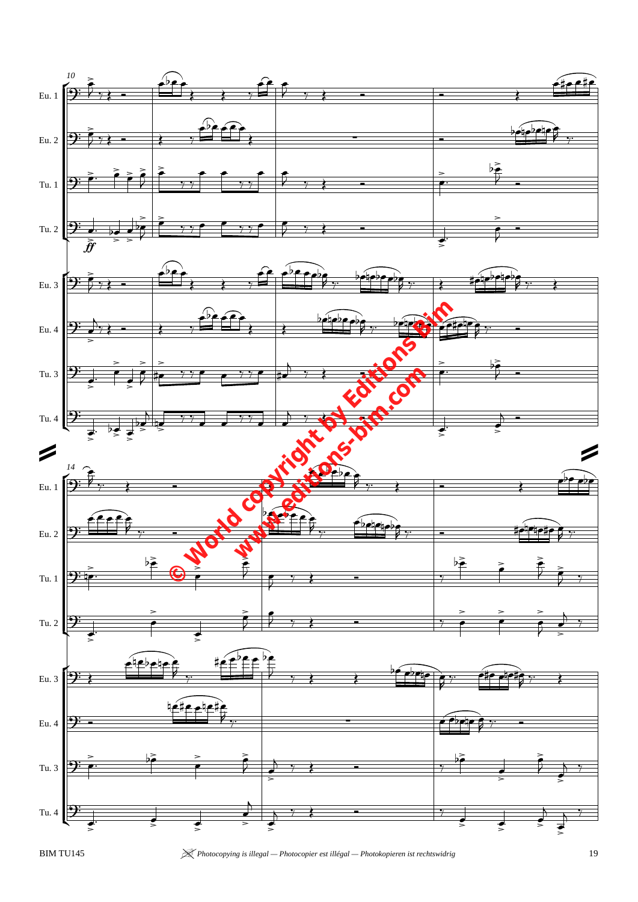Eu. 1
Eu. 2
Tu. 1
Tu. 2
Eu. 3
Eu. 4
Tu. 3
Tu. 4
Eu. 1
Eu. 2
Tu. 1
Tu. 2
Eu. 3
Eu. 4
Tu. 3
Tu. 4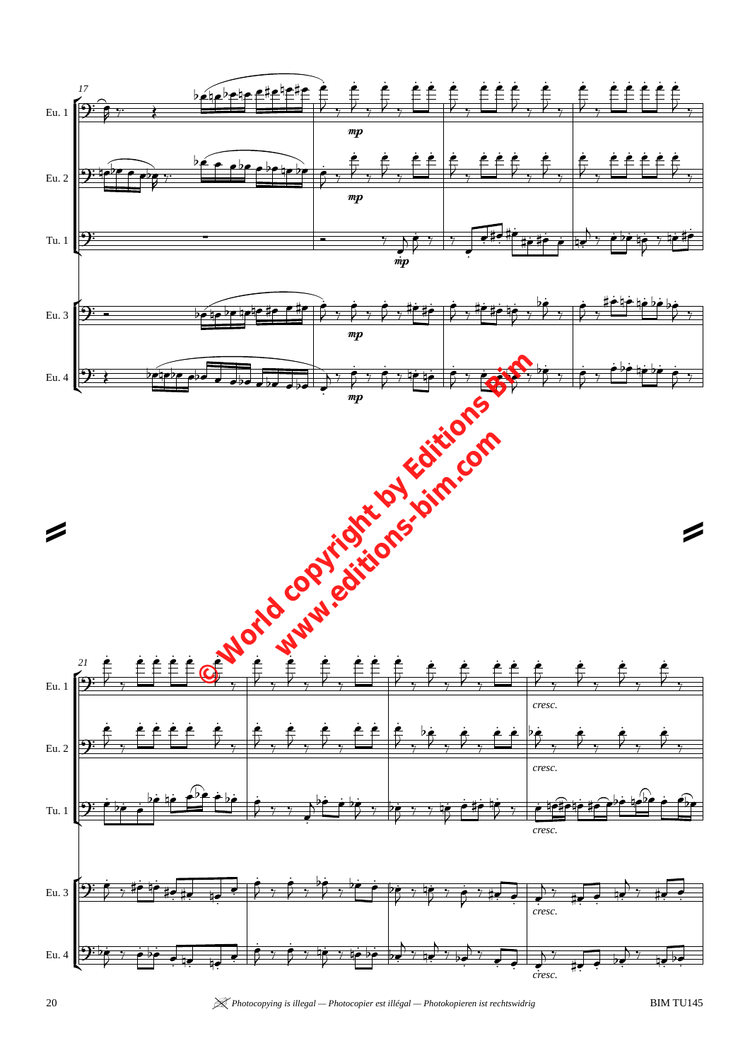Eu. 1

Eu. 2

Tu. 1

Eu. 3

Eu. 4

17

*mp*

*mp*

*mp*

*mp*

*mp*

© World copyright by Editions Bim
www.editions-bim.com

21

Eu. 1

Eu. 2

Tu. 1

Eu. 3

Eu. 4

*cresc.*

*cresc.*

*cresc.*

*cresc.*

*cresc.*

Photocopying is illegal — Photocopier est illégal — Photokopieren ist rechtswidrig

BIM TU145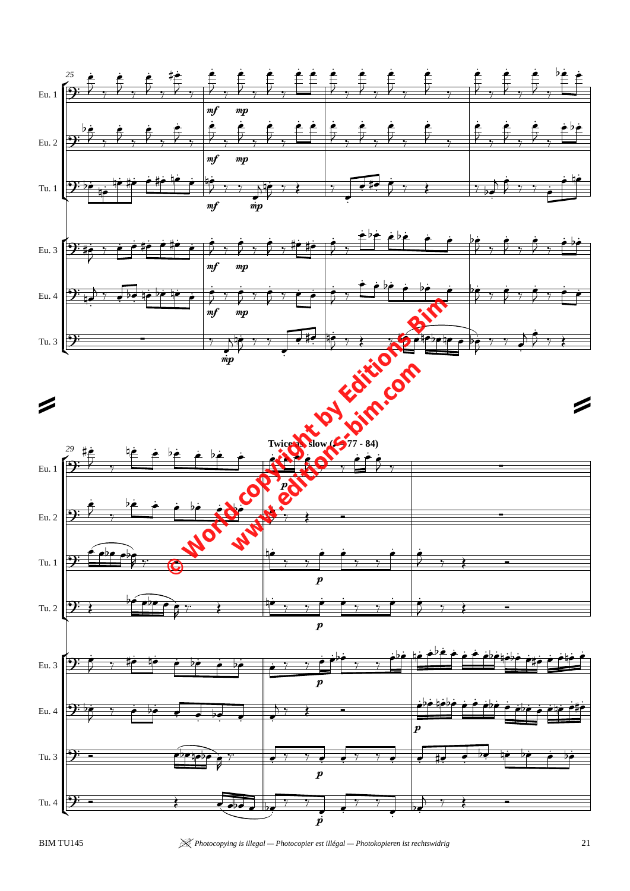Twice as slow (♩= 77 - 84)

© World copyright by Editions Bim
www.editions-bim.com